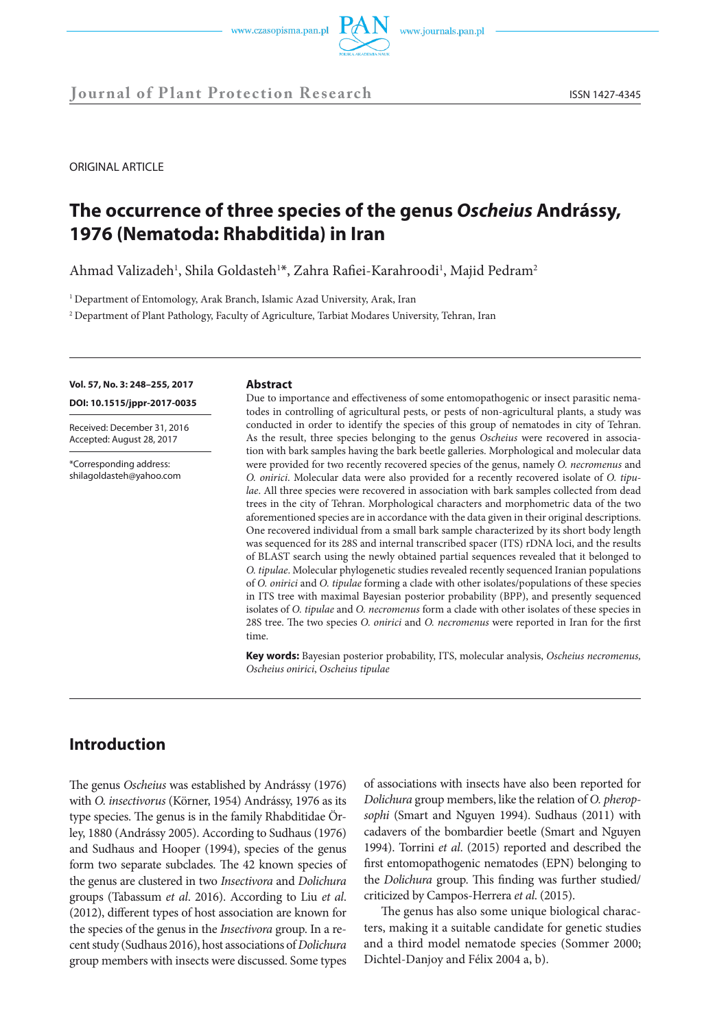ORIGINAL ARTICLE

# The occurrence of three species of the genus *Oscheius* Andrássy, 1976 (Nematoda: Rhabditida) in Iran

Ahmad Valizadeh[1], Shila Goldasteh[1]*, Zahra Rafiei-Karahroodi[1], Majid Pedram[2]

[1] Department of Entomology, Arak Branch, Islamic Azad University, Arak, Iran

[2] Department of Plant Pathology, Faculty of Agriculture, Tarbiat Modares University, Tehran, Iran

**Vol. 57, No. 3: 248–255, 2017**

**DOI: 10.1515/jppr-2017-0035**

Received: December 31, 2016
Accepted: August 28, 2017

*Corresponding address:
shilagoldasteh@yahoo.com

### Abstract

Due to importance and effectiveness of some entomopathogenic or insect parasitic nematodes in controlling of agricultural pests, or pests of non-agricultural plants, a study was conducted in order to identify the species of this group of nematodes in city of Tehran. As the result, three species belonging to the genus *Oscheius* were recovered in association with bark samples having the bark beetle galleries. Morphological and molecular data were provided for two recently recovered species of the genus, namely *O. necromenus* and *O. onirici*. Molecular data were also provided for a recently recovered isolate of *O. tipulae*. All three species were recovered in association with bark samples collected from dead trees in the city of Tehran. Morphological characters and morphometric data of the two aforementioned species are in accordance with the data given in their original descriptions. One recovered individual from a small bark sample characterized by its short body length was sequenced for its 28S and internal transcribed spacer (ITS) rDNA loci, and the results of BLAST search using the newly obtained partial sequences revealed that it belonged to *O. tipulae*. Molecular phylogenetic studies revealed recently sequenced Iranian populations of *O. onirici* and *O. tipulae* forming a clade with other isolates/populations of these species in ITS tree with maximal Bayesian posterior probability (BPP), and presently sequenced isolates of *O. tipulae* and *O. necromenus* form a clade with other isolates of these species in 28S tree. The two species *O. onirici* and *O. necromenus* were reported in Iran for the first time.

**Key words:** Bayesian posterior probability, ITS, molecular analysis, *Oscheius necromenus, Oscheius onirici*, *Oscheius tipulae*

## Introduction

The genus *Oscheius* was established by Andrássy (1976) with *O. insectivorus* (Körner, 1954) Andrássy, 1976 as its type species. The genus is in the family Rhabditidae Örley, 1880 (Andrássy 2005). According to Sudhaus (1976) and Sudhaus and Hooper (1994), species of the genus form two separate subclades. The 42 known species of the genus are clustered in two *Insectivora* and *Dolichura* groups (Tabassum *et al*. 2016). According to Liu *et al*. (2012), different types of host association are known for the species of the genus in the *Insectivora* group. In a recent study (Sudhaus 2016), host associations of *Dolichura* group members with insects were discussed. Some types of associations with insects have also been reported for *Dolichura* group members, like the relation of *O. pheropsophi* (Smart and Nguyen 1994). Sudhaus (2011) with cadavers of the bombardier beetle (Smart and Nguyen 1994). Torrini *et al*. (2015) reported and described the first entomopathogenic nematodes (EPN) belonging to the *Dolichura* group. This finding was further studied/criticized by Campos-Herrera *et al*. (2015).

The genus has also some unique biological characters, making it a suitable candidate for genetic studies and a third model nematode species (Sommer 2000; Dichtel-Danjoy and Félix 2004 a, b).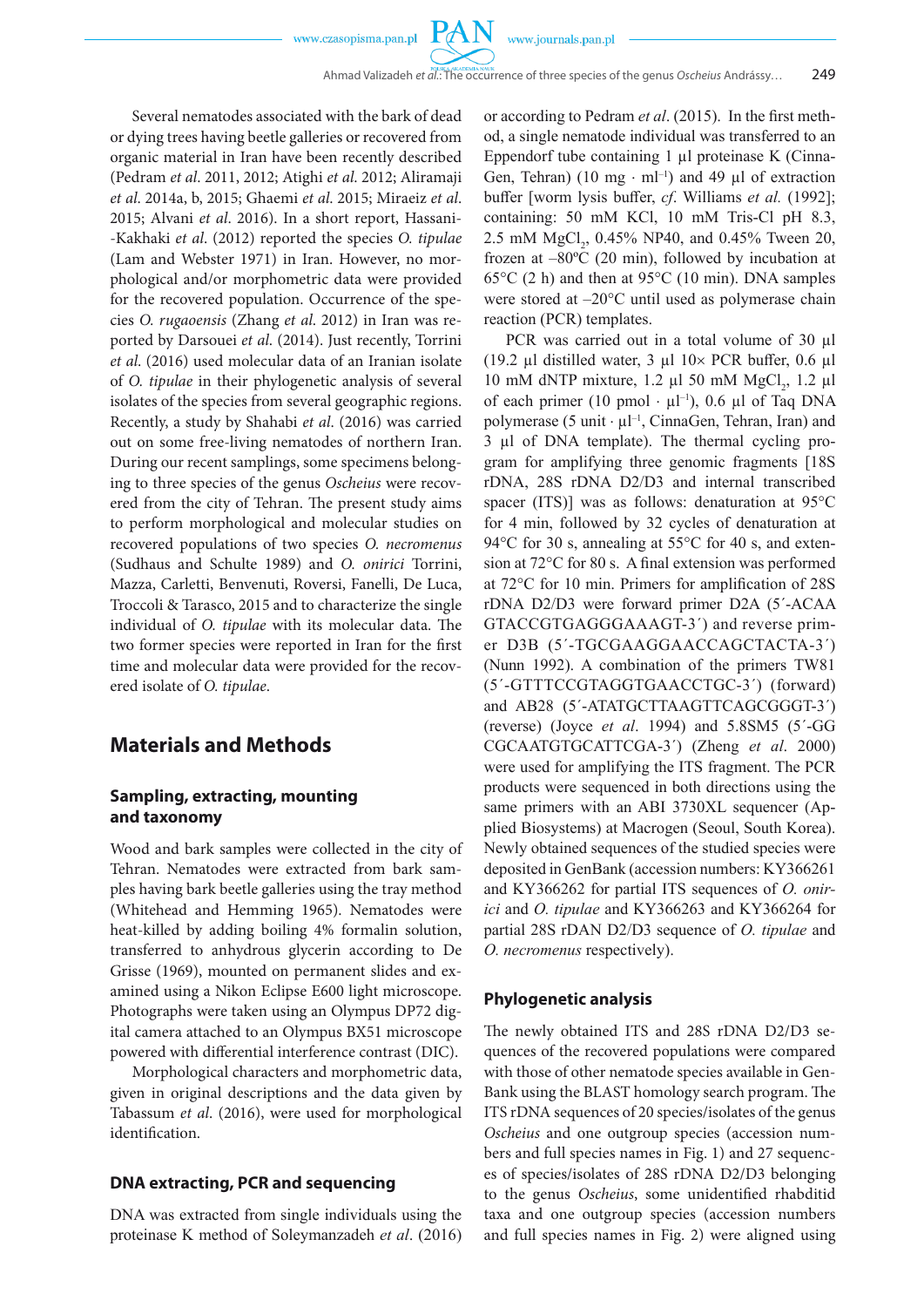Several nematodes associated with the bark of dead or dying trees having beetle galleries or recovered from organic material in Iran have been recently described (Pedram *et al*. 2011, 2012; Atighi *et al*. 2012; Aliramaji *et al*. 2014a, b, 2015; Ghaemi *et al*. 2015; Miraeiz *et al*. 2015; Alvani *et al*. 2016). In a short report, Hassani-Kakhaki *et al*. (2012) reported the species *O. tipulae* (Lam and Webster 1971) in Iran. However, no morphological and/or morphometric data were provided for the recovered population. Occurrence of the species *O. rugaoensis* (Zhang *et al*. 2012) in Iran was reported by Darsouei *et al*. (2014). Just recently, Torrini *et al*. (2016) used molecular data of an Iranian isolate of *O. tipulae* in their phylogenetic analysis of several isolates of the species from several geographic regions. Recently, a study by Shahabi *et al*. (2016) was carried out on some free-living nematodes of northern Iran. During our recent samplings, some specimens belonging to three species of the genus *Oscheius* were recovered from the city of Tehran. The present study aims to perform morphological and molecular studies on recovered populations of two species *O. necromenus* (Sudhaus and Schulte 1989) and *O. onirici* Torrini, Mazza, Carletti, Benvenuti, Roversi, Fanelli, De Luca, Troccoli & Tarasco, 2015 and to characterize the single individual of *O. tipulae* with its molecular data. The two former species were reported in Iran for the first time and molecular data were provided for the recovered isolate of *O. tipulae*.

## Materials and Methods

### Sampling, extracting, mounting and taxonomy

Wood and bark samples were collected in the city of Tehran. Nematodes were extracted from bark samples having bark beetle galleries using the tray method (Whitehead and Hemming 1965). Nematodes were heat-killed by adding boiling 4% formalin solution, transferred to anhydrous glycerin according to De Grisse (1969), mounted on permanent slides and examined using a Nikon Eclipse E600 light microscope. Photographs were taken using an Olympus DP72 digital camera attached to an Olympus BX51 microscope powered with differential interference contrast (DIC).

Morphological characters and morphometric data, given in original descriptions and the data given by Tabassum *et al*. (2016), were used for morphological identification.

### DNA extracting, PCR and sequencing

DNA was extracted from single individuals using the proteinase K method of Soleymanzadeh *et al*. (2016) or according to Pedram *et al*. (2015). In the first method, a single nematode individual was transferred to an Eppendorf tube containing 1 μl proteinase K (CinnaGen, Tehran) (10 mg · ml$^{-1}$) and 49 μl of extraction buffer [worm lysis buffer, *cf*. Williams *et al.* (1992); containing: 50 mM KCl, 10 mM Tris-Cl pH 8.3, 2.5 mM $MgCl_2$, 0.45% NP40, and 0.45% Tween 20, frozen at –80ºC (20 min), followed by incubation at 65°C (2 h) and then at 95°C (10 min). DNA samples were stored at –20°C until used as polymerase chain reaction (PCR) templates.

PCR was carried out in a total volume of 30 μl (19.2 μl distilled water, 3 μl 10× PCR buffer, 0.6 μl 10 mM dNTP mixture, 1.2 μl 50 mM $MgCl_2$, 1.2 μl of each primer (10 pmol · μl$^{-1}$), 0.6 μl of Taq DNA polymerase (5 unit · μl$^{-1}$, CinnaGen, Tehran, Iran) and 3 μl of DNA template). The thermal cycling program for amplifying three genomic fragments [18S rDNA, 28S rDNA D2/D3 and internal transcribed spacer (ITS)] was as follows: denaturation at 95°C for 4 min, followed by 32 cycles of denaturation at 94°C for 30 s, annealing at 55°C for 40 s, and extension at 72°C for 80 s. A final extension was performed at 72°C for 10 min. Primers for amplification of 28S rDNA D2/D3 were forward primer D2A (5´-ACAA GTACCGTGAGGGAAAGT-3´) and reverse primer D3B (5´-TGCGAAGGAACCAGCTACTA-3´) (Nunn 1992). A combination of the primers TW81 (5´-GTTTCCGTAGGTGAACCTGC-3´) (forward) and AB28 (5´-ATATGCTTAAGTTCAGCGGGT-3´) (reverse) (Joyce *et al*. 1994) and 5.8SM5 (5´-GG CGCAATGTGCATTCGA-3´) (Zheng *et al*. 2000) were used for amplifying the ITS fragment. The PCR products were sequenced in both directions using the same primers with an ABI 3730XL sequencer (Applied Biosystems) at Macrogen (Seoul, South Korea). Newly obtained sequences of the studied species were deposited in GenBank (accession numbers: KY366261 and KY366262 for partial ITS sequences of *O. onirici* and *O. tipulae* and KY366263 and KY366264 for partial 28S rDAN D2/D3 sequence of *O. tipulae* and *O. necromenus* respectively).

### Phylogenetic analysis

The newly obtained ITS and 28S rDNA D2/D3 sequences of the recovered populations were compared with those of other nematode species available in GenBank using the BLAST homology search program. The ITS rDNA sequences of 20 species/isolates of the genus *Oscheius* and one outgroup species (accession numbers and full species names in Fig. 1) and 27 sequences of species/isolates of 28S rDNA D2/D3 belonging to the genus *Oscheius*, some unidentified rhabditid taxa and one outgroup species (accession numbers and full species names in Fig. 2) were aligned using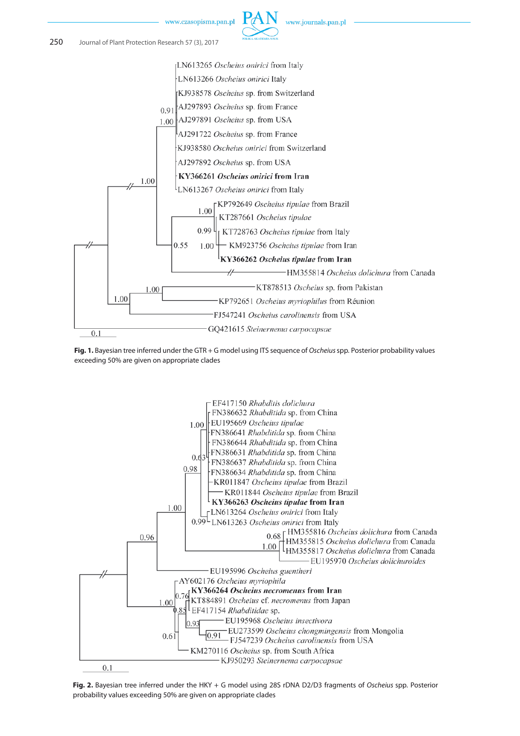**Fig. 1.** Bayesian tree inferred under the GTR + G model using ITS sequence of *Oscheius* spp. Posterior probability values exceeding 50% are given on appropriate clades

**Fig. 2.** Bayesian tree inferred under the HKY + G model using 28S rDNA D2/D3 fragments of *Oscheius* spp. Posterior probability values exceeding 50% are given on appropriate clades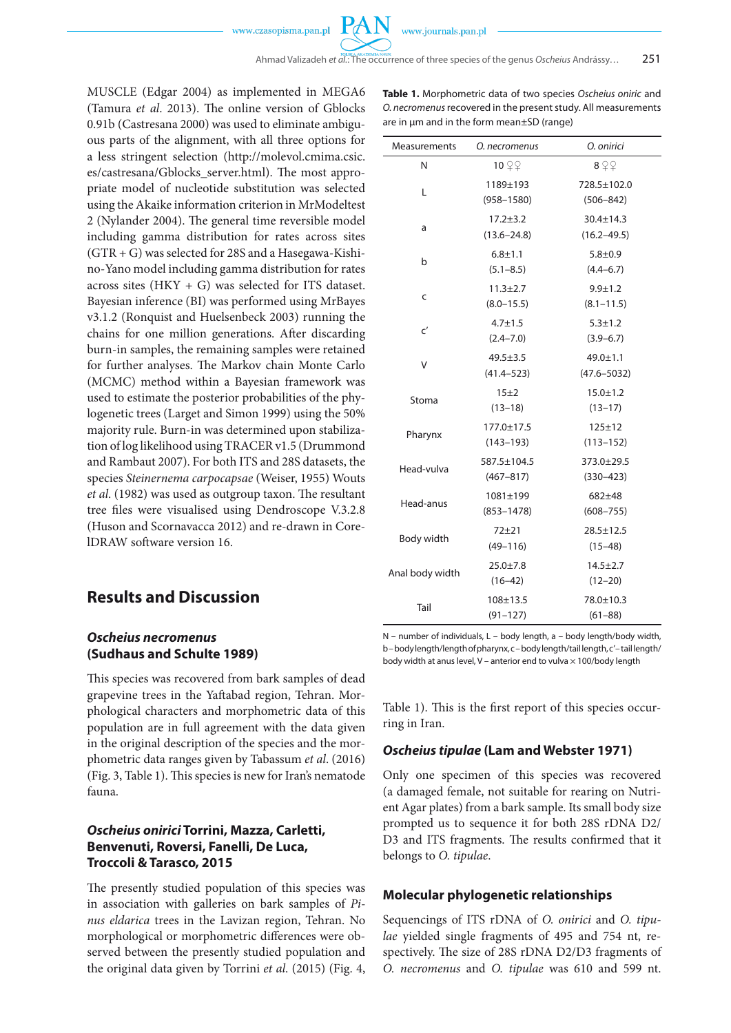MUSCLE (Edgar 2004) as implemented in MEGA6 (Tamura *et al*. 2013). The online version of Gblocks 0.91b (Castresana 2000) was used to eliminate ambiguous parts of the alignment, with all three options for a less stringent selection (http://molevol.cmima.csic.es/castresana/Gblocks_server.html). The most appropriate model of nucleotide substitution was selected using the Akaike information criterion in MrModeltest 2 (Nylander 2004). The general time reversible model including gamma distribution for rates across sites (GTR + G) was selected for 28S and a Hasegawa-Kishino-Yano model including gamma distribution for rates across sites (HKY + G) was selected for ITS dataset. Bayesian inference (BI) was performed using MrBayes v3.1.2 (Ronquist and Huelsenbeck 2003) running the chains for one million generations. After discarding burn-in samples, the remaining samples were retained for further analyses. The Markov chain Monte Carlo (MCMC) method within a Bayesian framework was used to estimate the posterior probabilities of the phylogenetic trees (Larget and Simon 1999) using the 50% majority rule. Burn-in was determined upon stabilization of log likelihood using TRACER v1.5 (Drummond and Rambaut 2007). For both ITS and 28S datasets, the species *Steinernema carpocapsae* (Weiser, 1955) Wouts *et al*. (1982) was used as outgroup taxon. The resultant tree files were visualised using Dendroscope V.3.2.8 (Huson and Scornavacca 2012) and re-drawn in CorelDRAW software version 16.

## Results and Discussion

### *Oscheius necromenus* (Sudhaus and Schulte 1989)

This species was recovered from bark samples of dead grapevine trees in the Yaftabad region, Tehran. Morphological characters and morphometric data of this population are in full agreement with the data given in the original description of the species and the morphometric data ranges given by Tabassum *et al*. (2016) (Fig. 3, Table 1). This species is new for Iran's nematode fauna.

### *Oscheius onirici* Torrini, Mazza, Carletti, Benvenuti, Roversi, Fanelli, De Luca, Troccoli & Tarasco, 2015

The presently studied population of this species was in association with galleries on bark samples of *Pinus eldarica* trees in the Lavizan region, Tehran. No morphological or morphometric differences were observed between the presently studied population and the original data given by Torrini *et al*. (2015) (Fig. 4, Table 1). This is the first report of this species occurring in Iran.

**Table 1.** Morphometric data of two species *Oscheius oniric* and *O. necromenus* recovered in the present study. All measurements are in µm and in the form mean±SD (range)

| Measurements | *O. necromenus* | *O. onirici* |
|---|---|---|
| N | 10 ♀♀ | 8 ♀♀ |
| L | 1189±193 (958–1580) | 728.5±102.0 (506–842) |
| a | 17.2±3.2 (13.6–24.8) | 30.4±14.3 (16.2–49.5) |
| b | 6.8±1.1 (5.1–8.5) | 5.8±0.9 (4.4–6.7) |
| c | 11.3±2.7 (8.0–15.5) | 9.9±1.2 (8.1–11.5) |
| c′ | 4.7±1.5 (2.4–7.0) | 5.3±1.2 (3.9–6.7) |
| V | 49.5±3.5 (41.4–523) | 49.0±1.1 (47.6–5032) |
| Stoma | 15±2 (13–18) | 15.0±1.2 (13–17) |
| Pharynx | 177.0±17.5 (143–193) | 125±12 (113–152) |
| Head-vulva | 587.5±104.5 (467–817) | 373.0±29.5 (330–423) |
| Head-anus | 1081±199 (853–1478) | 682±48 (608–755) |
| Body width | 72±21 (49–116) | 28.5±12.5 (15–48) |
| Anal body width | 25.0±7.8 (16–42) | 14.5±2.7 (12–20) |
| Tail | 108±13.5 (91–127) | 78.0±10.3 (61–88) |

N – number of individuals, L – body length, a – body length/body width, b – body length/length of pharynx, c – body length/tail length, c′ – tail length/body width at anus level, V – anterior end to vulva × 100/body length

### *Oscheius tipulae* (Lam and Webster 1971)

Only one specimen of this species was recovered (a damaged female, not suitable for rearing on Nutrient Agar plates) from a bark sample. Its small body size prompted us to sequence it for both 28S rDNA D2/D3 and ITS fragments. The results confirmed that it belongs to *O. tipulae*.

### Molecular phylogenetic relationships

Sequencings of ITS rDNA of *O. onirici* and *O. tipulae* yielded single fragments of 495 and 754 nt, respectively. The size of 28S rDNA D2/D3 fragments of *O. necromenus* and *O. tipulae* was 610 and 599 nt.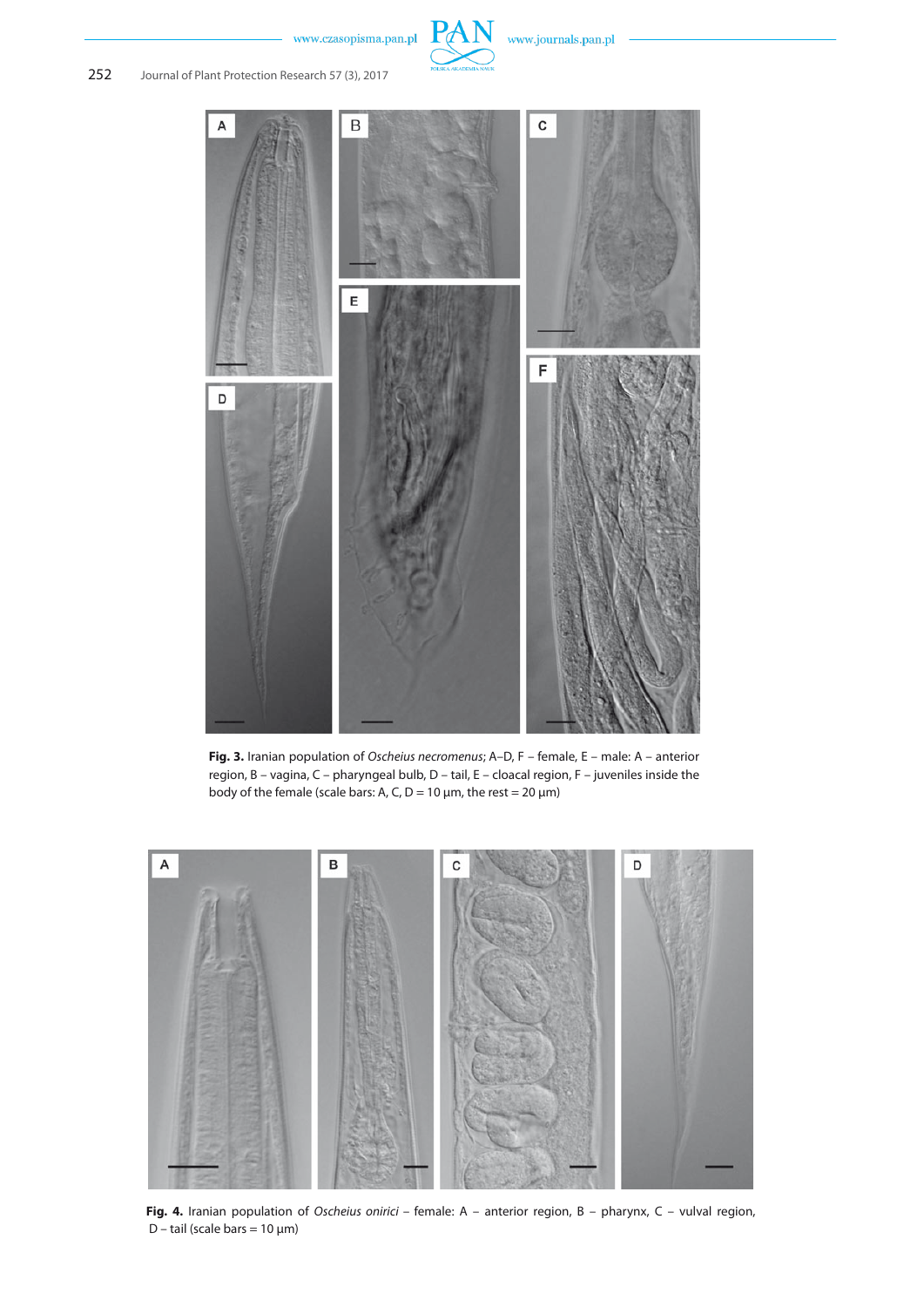**Fig. 3.** Iranian population of *Oscheius necromenus*; A–D, F – female, E – male: A – anterior region, B – vagina, C – pharyngeal bulb, D – tail, E – cloacal region, F – juveniles inside the body of the female (scale bars: A, C, D = 10 µm, the rest = 20 µm)

**Fig. 4.** Iranian population of *Oscheius onirici* – female: A – anterior region, B – pharynx, C – vulval region, D – tail (scale bars = 10 µm)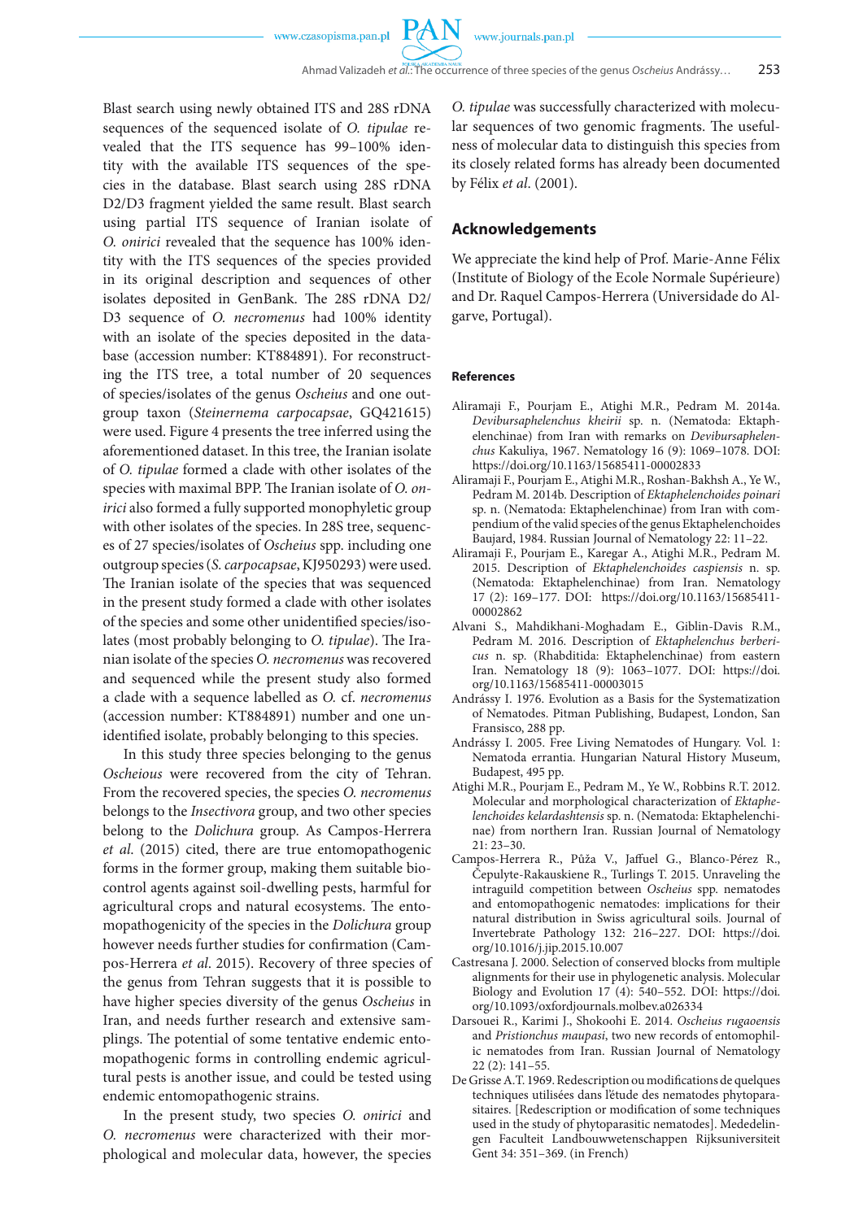Blast search using newly obtained ITS and 28S rDNA sequences of the sequenced isolate of *O. tipulae* revealed that the ITS sequence has 99–100% identity with the available ITS sequences of the species in the database. Blast search using 28S rDNA D2/D3 fragment yielded the same result. Blast search using partial ITS sequence of Iranian isolate of *O. onirici* revealed that the sequence has 100% identity with the ITS sequences of the species provided in its original description and sequences of other isolates deposited in GenBank. The 28S rDNA D2/D3 sequence of *O. necromenus* had 100% identity with an isolate of the species deposited in the database (accession number: KT884891). For reconstructing the ITS tree, a total number of 20 sequences of species/isolates of the genus *Oscheius* and one outgroup taxon (*Steinernema carpocapsae*, GQ421615) were used. Figure 4 presents the tree inferred using the aforementioned dataset. In this tree, the Iranian isolate of *O. tipulae* formed a clade with other isolates of the species with maximal BPP. The Iranian isolate of *O. onirici* also formed a fully supported monophyletic group with other isolates of the species. In 28S tree, sequences of 27 species/isolates of *Oscheius* spp. including one outgroup species (*S. carpocapsae*, KJ950293) were used. The Iranian isolate of the species that was sequenced in the present study formed a clade with other isolates of the species and some other unidentified species/isolates (most probably belonging to *O. tipulae*). The Iranian isolate of the species *O. necromenus* was recovered and sequenced while the present study also formed a clade with a sequence labelled as *O.* cf. *necromenus* (accession number: KT884891) number and one unidentified isolate, probably belonging to this species.

In this study three species belonging to the genus *Oscheious* were recovered from the city of Tehran. From the recovered species, the species *O. necromenus* belongs to the *Insectivora* group, and two other species belong to the *Dolichura* group. As Campos-Herrera *et al.* (2015) cited, there are true entomopathogenic forms in the former group, making them suitable biocontrol agents against soil-dwelling pests, harmful for agricultural crops and natural ecosystems. The entomopathogenicity of the species in the *Dolichura* group however needs further studies for confirmation (Campos-Herrera *et al.* 2015). Recovery of three species of the genus from Tehran suggests that it is possible to have higher species diversity of the genus *Oscheius* in Iran, and needs further research and extensive samplings. The potential of some tentative endemic entomopathogenic forms in controlling endemic agricultural pests is another issue, and could be tested using endemic entomopathogenic strains.

In the present study, two species *O. onirici* and *O. necromenus* were characterized with their morphological and molecular data, however, the species *O. tipulae* was successfully characterized with molecular sequences of two genomic fragments. The usefulness of molecular data to distinguish this species from its closely related forms has already been documented by Félix *et al.* (2001).

## Acknowledgements

We appreciate the kind help of Prof. Marie-Anne Félix (Institute of Biology of the Ecole Normale Supérieure) and Dr. Raquel Campos-Herrera (Universidade do Algarve, Portugal).

## References

Aliramaji F., Pourjam E., Atighi M.R., Pedram M. 2014a. *Devibursaphelenchus kheirii* sp. n. (Nematoda: Ektaphelenchinae) from Iran with remarks on *Devibursaphelenchus* Kakuliya, 1967. Nematology 16 (9): 1069–1078. DOI: https://doi.org/10.1163/15685411-00002833

Aliramaji F., Pourjam E., Atighi M.R., Roshan-Bakhsh A., Ye W., Pedram M. 2014b. Description of *Ektaphelenchoides poinari* sp. n. (Nematoda: Ektaphelenchinae) from Iran with compendium of the valid species of the genus Ektaphelenchoides Baujard, 1984. Russian Journal of Nematology 22: 11–22.

Aliramaji F., Pourjam E., Karegar A., Atighi M.R., Pedram M. 2015. Description of *Ektaphelenchoides caspiensis* n. sp. (Nematoda: Ektaphelenchinae) from Iran. Nematology 17 (2): 169–177. DOI: https://doi.org/10.1163/15685411-00002862

Alvani S., Mahdikhani-Moghadam E., Giblin-Davis R.M., Pedram M. 2016. Description of *Ektaphelenchus berbericus* n. sp. (Rhabditida: Ektaphelenchinae) from eastern Iran. Nematology 18 (9): 1063–1077. DOI: https://doi.org/10.1163/15685411-00003015

Andrássy I. 1976. Evolution as a Basis for the Systematization of Nematodes. Pitman Publishing, Budapest, London, San Fransisco, 288 pp.

Andrássy I. 2005. Free Living Nematodes of Hungary. Vol. 1: Nematoda errantia. Hungarian Natural History Museum, Budapest, 495 pp.

Atighi M.R., Pourjam E., Pedram M., Ye W., Robbins R.T. 2012. Molecular and morphological characterization of *Ektaphelenchoides kelardashtensis* sp. n. (Nematoda: Ektaphelenchinae) from northern Iran. Russian Journal of Nematology 21: 23–30.

Campos-Herrera R., Půža V., Jaffuel G., Blanco-Pérez R., Čepulyte-Rakauskiene R., Turlings T. 2015. Unraveling the intraguild competition between *Oscheius* spp. nematodes and entomopathogenic nematodes: implications for their natural distribution in Swiss agricultural soils. Journal of Invertebrate Pathology 132: 216–227. DOI: https://doi.org/10.1016/j.jip.2015.10.007

Castresana J. 2000. Selection of conserved blocks from multiple alignments for their use in phylogenetic analysis. Molecular Biology and Evolution 17 (4): 540–552. DOI: https://doi.org/10.1093/oxfordjournals.molbev.a026334

Darsouei R., Karimi J., Shokoohi E. 2014. *Oscheius rugaoensis* and *Pristionchus maupasi*, two new records of entomophilic nematodes from Iran. Russian Journal of Nematology 22 (2): 141–55.

De Grisse A.T. 1969. Redescription ou modifications de quelques techniques utilisées dans l'étude des nematodes phytoparasitaires. [Redescription or modification of some techniques used in the study of phytoparasitic nematodes]. Mededelingen Faculteit Landbouwwetenschappen Rijksuniversiteit Gent 34: 351–369. (in French)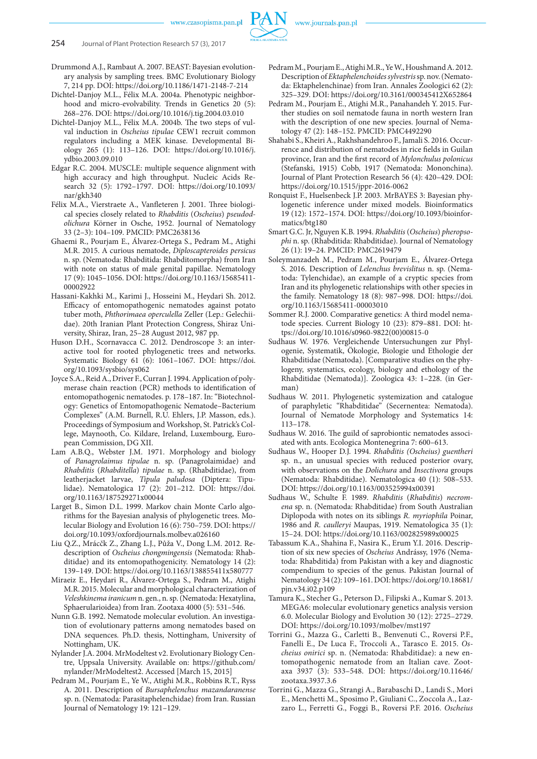Drummond A.J., Rambaut A. 2007. BEAST: Bayesian evolutionary analysis by sampling trees. BMC Evolutionary Biology 7, 214 pp. DOI: https://doi.org/10.1186/1471-2148-7-214

Dichtel-Danjoy M.L., Félix M.A. 2004a. Phenotypic neighborhood and micro-evolvability. Trends in Genetics 20 (5): 268–276. DOI: https://doi.org/10.1016/j.tig.2004.03.010

Dichtel-Danjoy M.L., Félix M.A. 2004b. The two steps of vulval induction in *Oscheius tipulae* CEW1 recruit common regulators including a MEK kinase. Developmental Biology 265 (1): 113–126. DOI: https://doi.org/10.1016/j.ydbio.2003.09.010

Edgar R.C. 2004. MUSCLE: multiple sequence alignment with high accuracy and high throughput. Nucleic Acids Research 32 (5): 1792–1797. DOI: https://doi.org/10.1093/nar/gkh340

Félix M.A., Vierstraete A., Vanfleteren J. 2001. Three biological species closely related to *Rhabditis* (*Oscheius*) *pseudodolichura* Körner in Osche, 1952. Journal of Nematology 33 (2–3): 104–109. PMCID: PMC2638136

Ghaemi R., Pourjam E., Álvarez-Ortega S., Pedram M., Atighi M.R. 2015. A curious nematode, *Diploscapteroides persicus* n. sp. (Nematoda: Rhabditida: Rhabditomorpha) from Iran with note on status of male genital papillae. Nematology 17 (9): 1045–1056. DOI: https://doi.org/10.1163/15685411-00002922

Hassani-Kakhki M., Karimi J., Hosseini M., Heydari Sh. 2012. Efficacy of entomopathogenic nematodes against potato tuber moth, *Phthorimaea operculella* Zeller (Lep.: Gelechiidae). 20th Iranian Plant Protection Congress, Shiraz University, Shiraz, Iran, 25–28 August 2012, 987 pp.

Huson D.H., Scornavacca C. 2012. Dendroscope 3: an interactive tool for rooted phylogenetic trees and networks. Systematic Biology 61 (6): 1061–1067. DOI: https://doi.org/10.1093/sysbio/sys062

Joyce S.A., Reid A., Driver F., Curran J. 1994. Application of polymerase chain reaction (PCR) methods to identification of entomopathogenic nematodes. p. 178–187. In: "Biotechnology: Genetics of Entomopathogenic Nematode–Bacterium Complexes" (A.M. Burnell, R.U. Ehlers, J.P. Masson, eds.). Proceedings of Symposium and Workshop, St. Patrick's College, Maynooth, Co. Kildare, Ireland, Luxembourg, European Commission, DG XII.

Lam A.B.Q., Webster J.M. 1971. Morphology and biology of *Panagrolaimus tipulae* n. sp. (Panagrolaimidae) and *Rhabditis* (*Rhabditella*) *tipulae* n. sp. (Rhabditidae), from leatherjacket larvae, *Tipula paludosa* (Diptera: Tipulidae). Nematologica 17 (2): 201–212. DOI: https://doi.org/10.1163/187529271x00044

Larget B., Simon D.L. 1999. Markov chain Monte Carlo algorithms for the Bayesian analysis of phylogenetic trees. Molecular Biology and Evolution 16 (6): 750–759. DOI: https://doi.org/10.1093/oxfordjournals.molbev.a026160

Liu Q.Z., Mráček Z., Zhang L.J., Půža V., Dong L.M. 2012. Redescription of *Oscheius chongmingensis* (Nematoda: Rhabditidae) and its entomopathogenicity. Nematology 14 (2): 139–149. DOI: https://doi.org/10.1163/138855411x580777

Miraeiz E., Heydari R., Álvarez-Ortega S., Pedram M., Atighi M.R. 2015. Molecular and morphological characterization of *Veleshkinema iranicum* n. gen., n. sp. (Nematoda: Hexatylina, Sphaerularioidea) from Iran. Zootaxa 4000 (5): 531–546.

Nunn G.B. 1992. Nematode molecular evolution. An investigation of evolutionary patterns among nematodes based on DNA sequences. Ph.D. thesis, Nottingham, University of Nottingham, UK.

Nylander J.A. 2004. MrModeltest v2. Evolutionary Biology Centre, Uppsala University. Available on: https://github.com/nylander/MrModeltest2. Accessed [March 15, 2015]

Pedram M., Pourjam E., Ye W., Atighi M.R., Robbins R.T., Ryss A. 2011. Description of *Bursaphelenchus mazandaranense* sp. n. (Nematoda: Parasitaphelenchidae) from Iran. Russian Journal of Nematology 19: 121–129.

Pedram M., Pourjam E., Atighi M.R., Ye W., Houshmand A. 2012. Description of *Ektaphelenchoides sylvestris* sp. nov. (Nematoda: Ektaphelenchinae) from Iran. Annales Zoologici 62 (2): 325–329. DOI: https://doi.org/10.3161/000345412X652864

Pedram M., Pourjam E., Atighi M.R., Panahandeh Y. 2015. Further studies on soil nematode fauna in north western Iran with the description of one new species. Journal of Nematology 47 (2): 148–152. PMCID: PMC4492290

Shahabi S., Kheiri A., Rakhshandehroo F., Jamali S. 2016. Occurrence and distribution of nematodes in rice fields in Guilan province, Iran and the first record of *Mylonchulus polonicus* (Stefanski, 1915) Cobb, 1917 (Nematoda: Mononchina). Journal of Plant Protection Research 56 (4): 420–429. DOI: https://doi.org/10.1515/jppr-2016-0062

Ronquist F., Huelsenbeck J.P. 2003. MrBAYES 3: Bayesian phylogenetic inference under mixed models. Bioinformatics 19 (12): 1572–1574. DOI: https://doi.org/10.1093/bioinformatics/btg180

Smart G.C. Jr, Nguyen K.B. 1994. *Rhabditis* (*Oscheius*) *pheropsophi* n. sp. (Rhabditida: Rhabditidae). Journal of Nematology 26 (1): 19–24. PMCID: PMC2619479

Soleymanzadeh M., Pedram M., Pourjam E., Álvarez-Ortega S. 2016. Description of *Lelenchus brevislitus* n. sp. (Nematoda: Tylenchidae), an example of a cryptic species from Iran and its phylogenetic relationships with other species in the family. Nematology 18 (8): 987–998. DOI: https://doi.org/10.1163/15685411-00003010

Sommer R.J. 2000. Comparative genetics: A third model nematode species. Current Biology 10 (23): 879–881. DOI: https://doi.org/10.1016/s0960-9822(00)00815-0

Sudhaus W. 1976. Vergleichende Untersuchungen zur Phylogenie, Systematik, Ökologie, Biologie und Ethologie der Rhabditidae (Nematoda). [Comparative studies on the phylogeny, systematics, ecology, biology and ethology of the Rhabditidae (Nematoda)]. Zoologica 43: 1–228. (in German)

Sudhaus W. 2011. Phylogenetic systemization and catalogue of paraphyletic "Rhabditidae" (Secernentea: Nematoda). Journal of Nematode Morphology and Systematics 14: 113–178.

Sudhaus W. 2016. The guild of saprobiontic nematodes associated with ants. Ecologica Montenegrina 7: 600–613.

Sudhaus W., Hooper D.J. 1994. *Rhabditis (Oscheius) guentheri* sp. n., an unusual species with reduced posterior ovary, with observations on the *Dolichura* and *Insectivora* groups (Nematoda: Rhabditidae). Nematologica 40 (1): 508–533. DOI: https://doi.org/10.1163/003525994x00391

Sudhaus W., Schulte F. 1989. *Rhabditis* (*Rhabditis*) *necromena* sp. n. (Nematoda: Rhabditidae) from South Australian Diplopoda with notes on its siblings *R. myriophila* Poinar, 1986 and *R. caulleryi* Maupas, 1919. Nematologica 35 (1): 15–24. DOI: https://doi.org/10.1163/002825989x00025

Tabassum K.A., Shahina F., Nasira K., Erum Y.I. 2016. Description of six new species of *Oscheius* Andrássy, 1976 (Nematoda: Rhabditida) from Pakistan with a key and diagnostic compendium to species of the genus. Pakistan Journal of Nematology 34 (2): 109–161. DOI: https://doi.org/10.18681/pjn.v34.i02.p109

Tamura K., Stecher G., Peterson D., Filipski A., Kumar S. 2013. MEGA6: molecular evolutionary genetics analysis version 6.0. Molecular Biology and Evolution 30 (12): 2725–2729. DOI: https://doi.org/10.1093/molbev/mst197

Torrini G., Mazza G., Carletti B., Benvenuti C., Roversi P.F., Fanelli E., De Luca F., Troccoli A., Tarasco E. 2015. *Oscheius onirici* sp. n. (Nematoda: Rhabditidae): a new entomopathogenic nematode from an Italian cave. Zootaxa 3937 (3): 533–548. DOI: https://doi.org/10.11646/zootaxa.3937.3.6

Torrini G., Mazza G., Strangi A., Barabaschi D., Landi S., Mori E., Menchetti M., Sposimo P., Giuliani C., Zoccola A., Lazzaro L., Ferretti G., Foggi B., Roversi P.F. 2016. *Oscheius*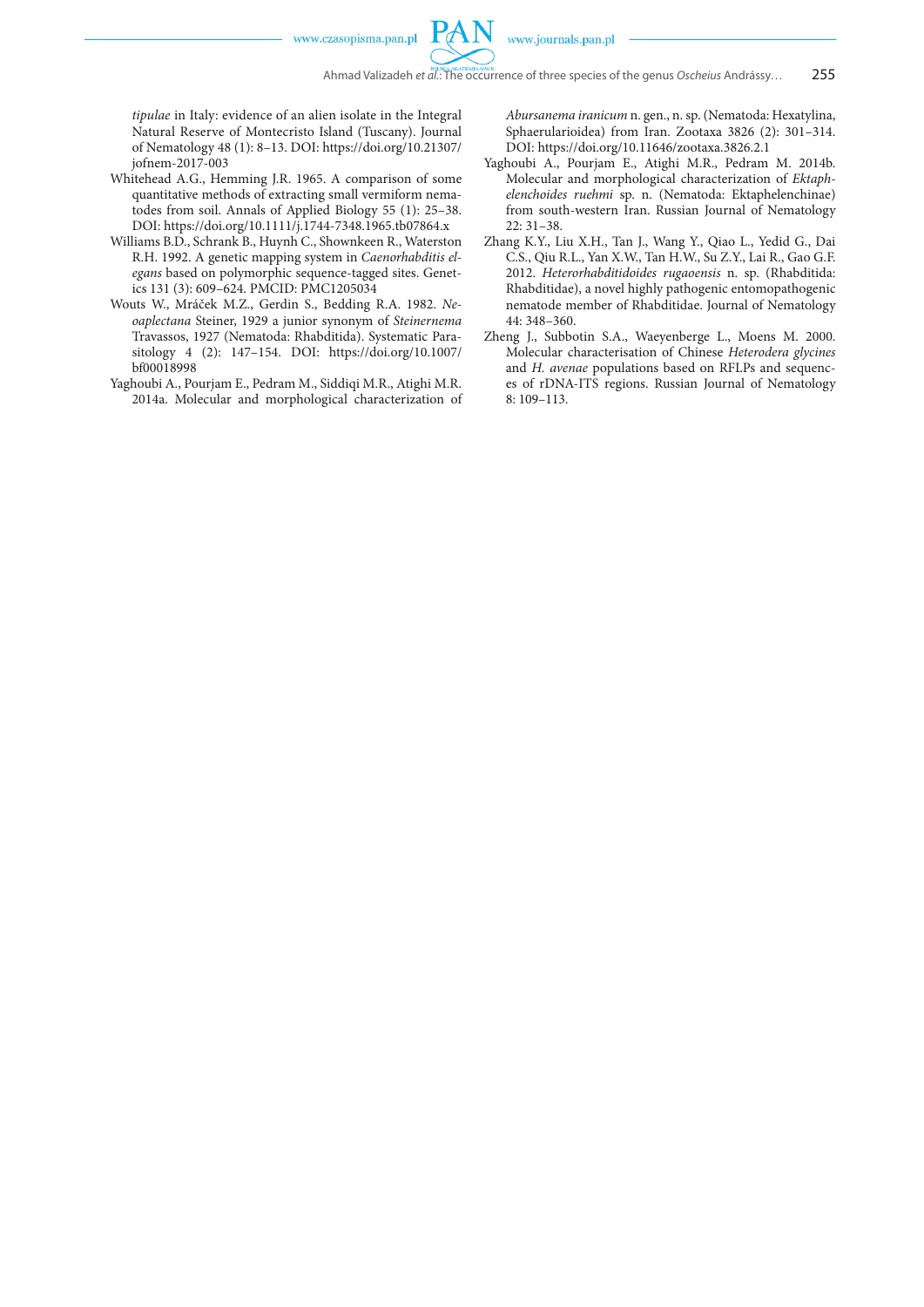*tipulae* in Italy: evidence of an alien isolate in the Integral Natural Reserve of Montecristo Island (Tuscany). Journal of Nematology 48 (1): 8–13. DOI: https://doi.org/10.21307/jofnem-2017-003

Whitehead A.G., Hemming J.R. 1965. A comparison of some quantitative methods of extracting small vermiform nematodes from soil. Annals of Applied Biology 55 (1): 25–38. DOI: https://doi.org/10.1111/j.1744-7348.1965.tb07864.x

Williams B.D., Schrank B., Huynh C., Shownkeen R., Waterston R.H. 1992. A genetic mapping system in *Caenorhabditis elegans* based on polymorphic sequence-tagged sites. Genetics 131 (3): 609–624. PMCID: PMC1205034

Wouts W., Mráček M.Z., Gerdin S., Bedding R.A. 1982. *Neoaplectana* Steiner, 1929 a junior synonym of *Steinernema* Travassos, 1927 (Nematoda: Rhabditida). Systematic Parasitology 4 (2): 147–154. DOI: https://doi.org/10.1007/bf00018998

Yaghoubi A., Pourjam E., Pedram M., Siddiqi M.R., Atighi M.R. 2014a. Molecular and morphological characterization of *Abursanema iranicum* n. gen., n. sp. (Nematoda: Hexatylina, Sphaerularioidea) from Iran. Zootaxa 3826 (2): 301–314. DOI: https://doi.org/10.11646/zootaxa.3826.2.1

Yaghoubi A., Pourjam E., Atighi M.R., Pedram M. 2014b. Molecular and morphological characterization of *Ektaphelenchoides ruehmi* sp. n. (Nematoda: Ektaphelenchinae) from south-western Iran. Russian Journal of Nematology 22: 31–38.

Zhang K.Y., Liu X.H., Tan J., Wang Y., Qiao L., Yedid G., Dai C.S., Qiu R.L., Yan X.W., Tan H.W., Su Z.Y., Lai R., Gao G.F. 2012. *Heterorhabditidoides rugaoensis* n. sp. (Rhabditida: Rhabditidae), a novel highly pathogenic entomopathogenic nematode member of Rhabditidae. Journal of Nematology 44: 348–360.

Zheng J., Subbotin S.A., Waeyenberge L., Moens M. 2000. Molecular characterisation of Chinese *Heterodera glycines* and *H. avenae* populations based on RFLPs and sequences of rDNA-ITS regions. Russian Journal of Nematology 8: 109–113.